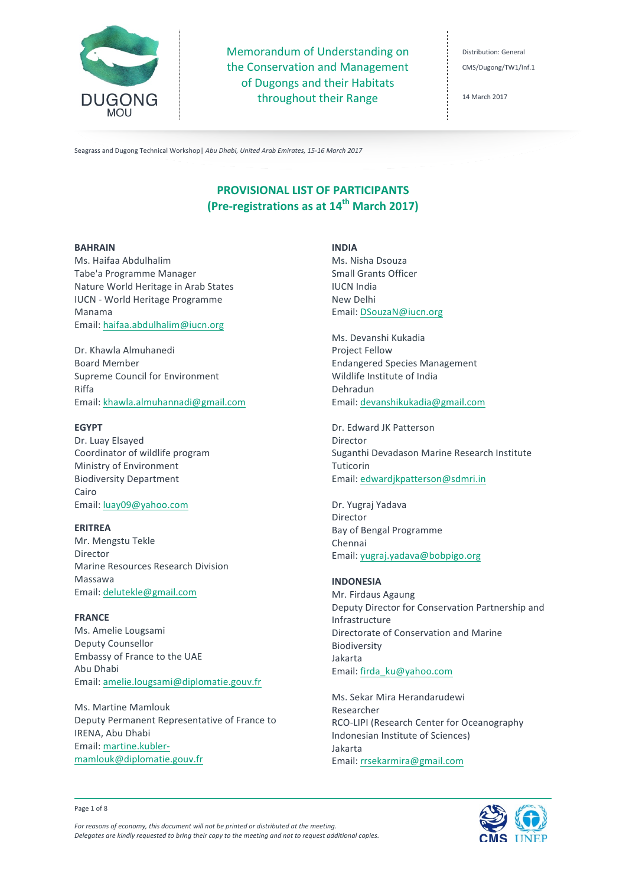Memorandum of Understanding on the Conservation and Management of Dugongs and their Habitats throughout their Range

Distribution: General

CMS/Dugong/TW1/Inf.1

14 March 2017

Seagrass and Dugong Technical Workshop| *Abu Dhabi, United Arab Emirates, 15-16 March 2017*

## PROVISIONAL LIST OF PARTICIPANTS
## (Pre-registrations as at 14th March 2017)

**BAHRAIN**

Ms. Haifaa Abdulhalim
Tabe'a Programme Manager
Nature World Heritage in Arab States
IUCN - World Heritage Programme
Manama
Email: haifaa.abdulhalim@iucn.org

Dr. Khawla Almuhanedi
Board Member
Supreme Council for Environment
Riffa
Email: khawla.almuhannadi@gmail.com

**EGYPT**

Dr. Luay Elsayed
Coordinator of wildlife program
Ministry of Environment
Biodiversity Department
Cairo
Email: luay09@yahoo.com

**ERITREA**

Mr. Mengstu Tekle
Director
Marine Resources Research Division
Massawa
Email: delutekle@gmail.com

**FRANCE**

Ms. Amelie Lougsami
Deputy Counsellor
Embassy of France to the UAE
Abu Dhabi
Email: amelie.lougsami@diplomatie.gouv.fr

Ms. Martine Mamlouk
Deputy Permanent Representative of France to IRENA, Abu Dhabi
Email: martine.kubler-mamlouk@diplomatie.gouv.fr

**INDIA**

Ms. Nisha Dsouza
Small Grants Officer
IUCN India
New Delhi
Email: DSouzaN@iucn.org

Ms. Devanshi Kukadia
Project Fellow
Endangered Species Management
Wildlife Institute of India
Dehradun
Email: devanshikukadia@gmail.com

Dr. Edward JK Patterson
Director
Suganthi Devadason Marine Research Institute
Tuticorin
Email: edwardjkpatterson@sdmri.in

Dr. Yugraj Yadava
Director
Bay of Bengal Programme
Chennai
Email: yugraj.yadava@bobpigo.org

**INDONESIA**

Mr. Firdaus Agaung
Deputy Director for Conservation Partnership and Infrastructure
Directorate of Conservation and Marine Biodiversity
Jakarta
Email: firda_ku@yahoo.com

Ms. Sekar Mira Herandarudewi
Researcher
RCO-LIPI (Research Center for Oceanography Indonesian Institute of Sciences)
Jakarta
Email: rrsekarmira@gmail.com

*For reasons of economy, this document will not be printed or distributed at the meeting.*
*Delegates are kindly requested to bring their copy to the meeting and not to request additional copies.*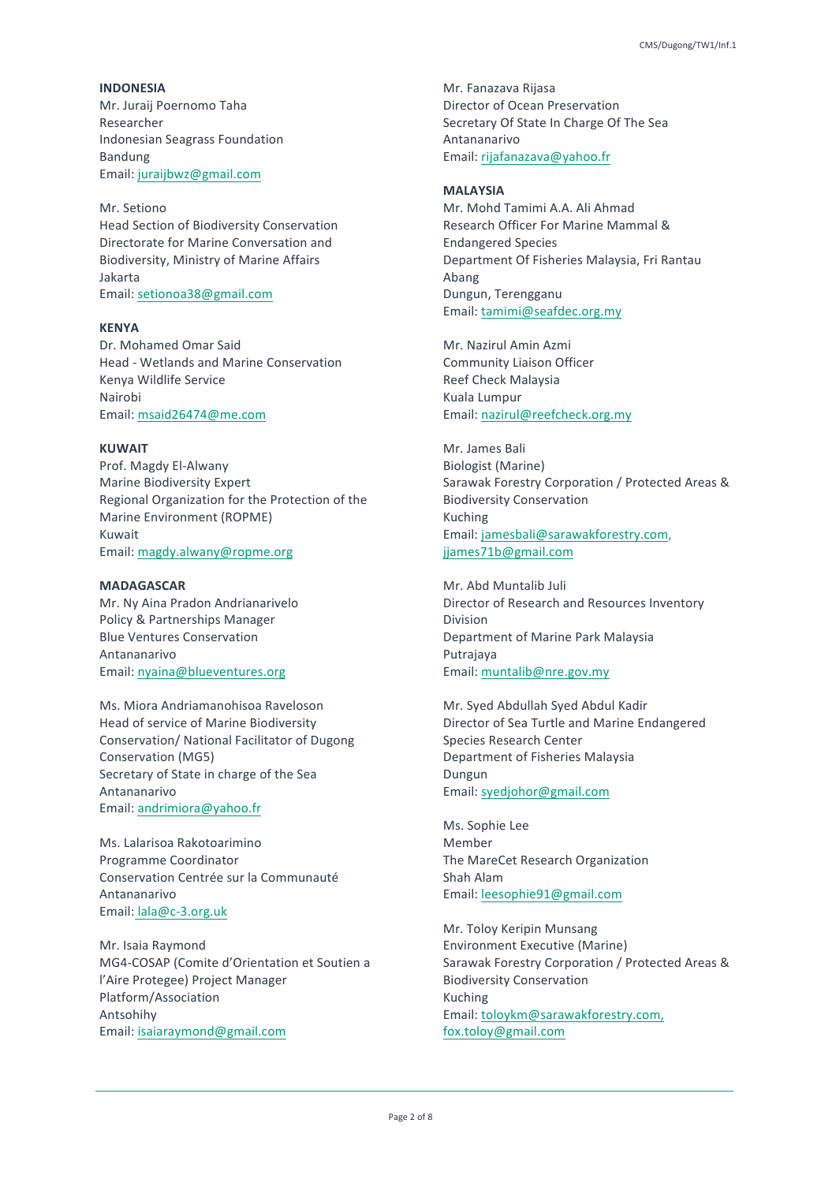**INDONESIA**
Mr. Juraij Poernomo Taha
Researcher
Indonesian Seagrass Foundation
Bandung
Email: juraijbwz@gmail.com

Mr. Setiono
Head Section of Biodiversity Conservation
Directorate for Marine Conversation and Biodiversity, Ministry of Marine Affairs
Jakarta
Email: setionoa38@gmail.com

**KENYA**
Dr. Mohamed Omar Said
Head - Wetlands and Marine Conservation
Kenya Wildlife Service
Nairobi
Email: msaid26474@me.com

**KUWAIT**
Prof. Magdy El-Alwany
Marine Biodiversity Expert
Regional Organization for the Protection of the Marine Environment (ROPME)
Kuwait
Email: magdy.alwany@ropme.org

**MADAGASCAR**
Mr. Ny Aina Pradon Andrianarivelo
Policy & Partnerships Manager
Blue Ventures Conservation
Antananarivo
Email: nyaina@blueventures.org

Ms. Miora Andriamanohisoa Raveloson
Head of service of Marine Biodiversity Conservation/ National Facilitator of Dugong Conservation (MG5)
Secretary of State in charge of the Sea
Antananarivo
Email: andrimiora@yahoo.fr

Ms. Lalarisoa Rakotoarimino
Programme Coordinator
Conservation Centrée sur la Communauté
Antananarivo
Email: lala@c-3.org.uk

Mr. Isaia Raymond
MG4-COSAP (Comite d'Orientation et Soutien a l'Aire Protegee) Project Manager
Platform/Association
Antsohihy
Email: isaiaraymond@gmail.com

Mr. Fanazava Rijasa
Director of Ocean Preservation
Secretary Of State In Charge Of The Sea
Antananarivo
Email: rijafanazava@yahoo.fr

**MALAYSIA**
Mr. Mohd Tamimi A.A. Ali Ahmad
Research Officer For Marine Mammal & Endangered Species
Department Of Fisheries Malaysia, Fri Rantau Abang
Dungun, Terengganu
Email: tamimi@seafdec.org.my

Mr. Nazirul Amin Azmi
Community Liaison Officer
Reef Check Malaysia
Kuala Lumpur
Email: nazirul@reefcheck.org.my

Mr. James Bali
Biologist (Marine)
Sarawak Forestry Corporation / Protected Areas & Biodiversity Conservation
Kuching
Email: jamesbali@sarawakforestry.com, jjames71b@gmail.com

Mr. Abd Muntalib Juli
Director of Research and Resources Inventory Division
Department of Marine Park Malaysia
Putrajaya
Email: muntalib@nre.gov.my

Mr. Syed Abdullah Syed Abdul Kadir
Director of Sea Turtle and Marine Endangered Species Research Center
Department of Fisheries Malaysia
Dungun
Email: syedjohor@gmail.com

Ms. Sophie Lee
Member
The MareCet Research Organization
Shah Alam
Email: leesophie91@gmail.com

Mr. Toloy Keripin Munsang
Environment Executive (Marine)
Sarawak Forestry Corporation / Protected Areas & Biodiversity Conservation
Kuching
Email: toloykm@sarawakforestry.com, fox.toloy@gmail.com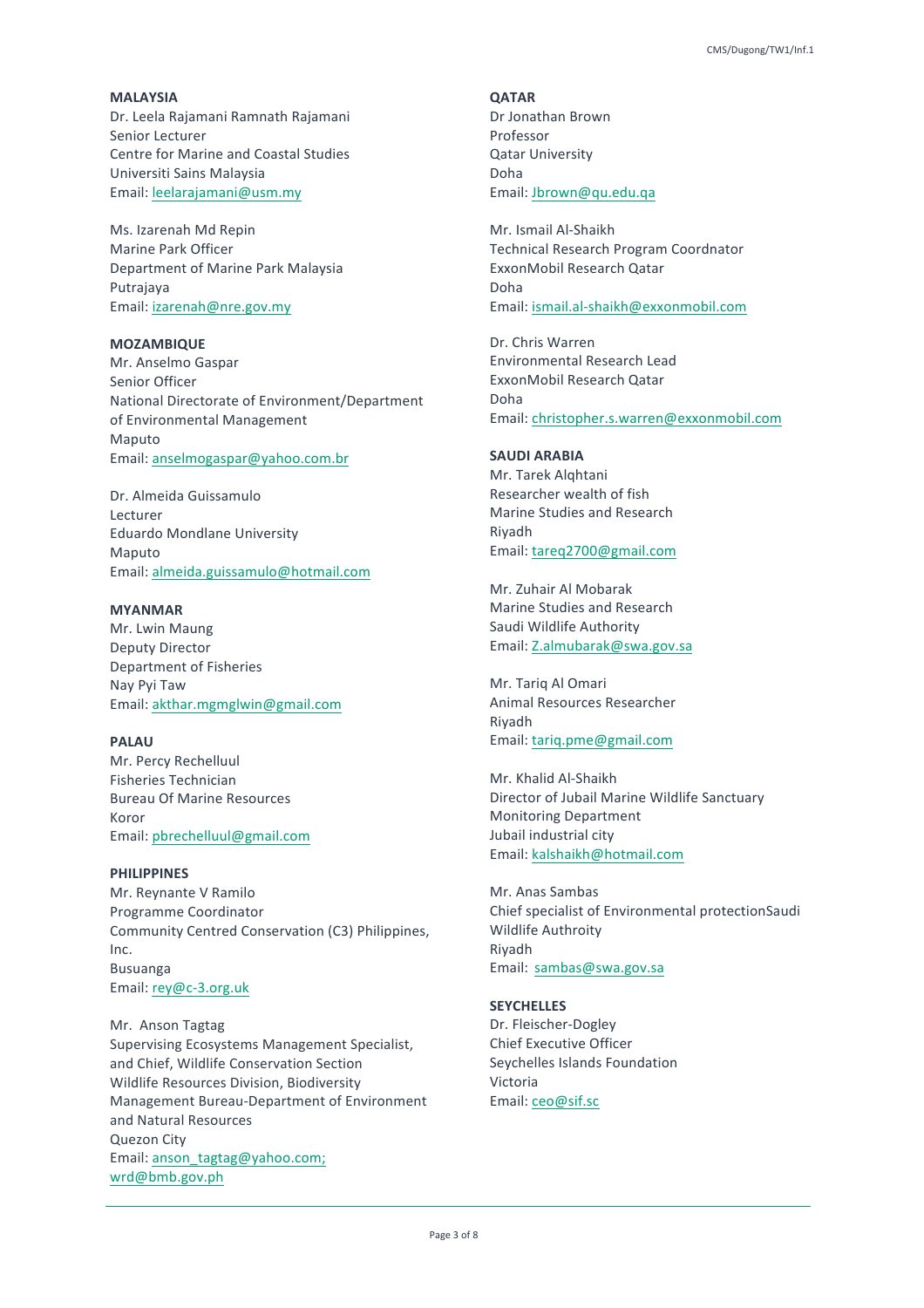**MALAYSIA**
Dr. Leela Rajamani Ramnath Rajamani
Senior Lecturer
Centre for Marine and Coastal Studies
Universiti Sains Malaysia
Email: leelarajamani@usm.my

Ms. Izarenah Md Repin
Marine Park Officer
Department of Marine Park Malaysia
Putrajaya
Email: izarenah@nre.gov.my

**MOZAMBIQUE**
Mr. Anselmo Gaspar
Senior Officer
National Directorate of Environment/Department of Environmental Management
Maputo
Email: anselmogaspar@yahoo.com.br

Dr. Almeida Guissamulo
Lecturer
Eduardo Mondlane University
Maputo
Email: almeida.guissamulo@hotmail.com

**MYANMAR**
Mr. Lwin Maung
Deputy Director
Department of Fisheries
Nay Pyi Taw
Email: akthar.mgmglwin@gmail.com

**PALAU**
Mr. Percy Rechelluul
Fisheries Technician
Bureau Of Marine Resources
Koror
Email: pbrechelluul@gmail.com

**PHILIPPINES**
Mr. Reynante V Ramilo
Programme Coordinator
Community Centred Conservation (C3) Philippines, Inc.
Busuanga
Email: rey@c-3.org.uk

Mr. Anson Tagtag
Supervising Ecosystems Management Specialist, and Chief, Wildlife Conservation Section
Wildlife Resources Division, Biodiversity Management Bureau-Department of Environment and Natural Resources
Quezon City
Email: anson_tagtag@yahoo.com; wrd@bmb.gov.ph

**QATAR**
Dr Jonathan Brown
Professor
Qatar University
Doha
Email: Jbrown@qu.edu.qa

Mr. Ismail Al-Shaikh
Technical Research Program Coordnator
ExxonMobil Research Qatar
Doha
Email: ismail.al-shaikh@exxonmobil.com

Dr. Chris Warren
Environmental Research Lead
ExxonMobil Research Qatar
Doha
Email: christopher.s.warren@exxonmobil.com

**SAUDI ARABIA**
Mr. Tarek Alqhtani
Researcher wealth of fish
Marine Studies and Research
Riyadh
Email: tareq2700@gmail.com

Mr. Zuhair Al Mobarak
Marine Studies and Research
Saudi Wildlife Authority
Email: Z.almubarak@swa.gov.sa

Mr. Tariq Al Omari
Animal Resources Researcher
Riyadh
Email: tariq.pme@gmail.com

Mr. Khalid Al-Shaikh
Director of Jubail Marine Wildlife Sanctuary
Monitoring Department
Jubail industrial city
Email: kalshaikh@hotmail.com

Mr. Anas Sambas
Chief specialist of Environmental protectionSaudi Wildlife Adthroity
Riyadh
Email: sambas@swa.gov.sa

**SEYCHELLES**
Dr. Fleischer-Dogley
Chief Executive Officer
Seychelles Islands Foundation
Victoria
Email: ceo@sif.sc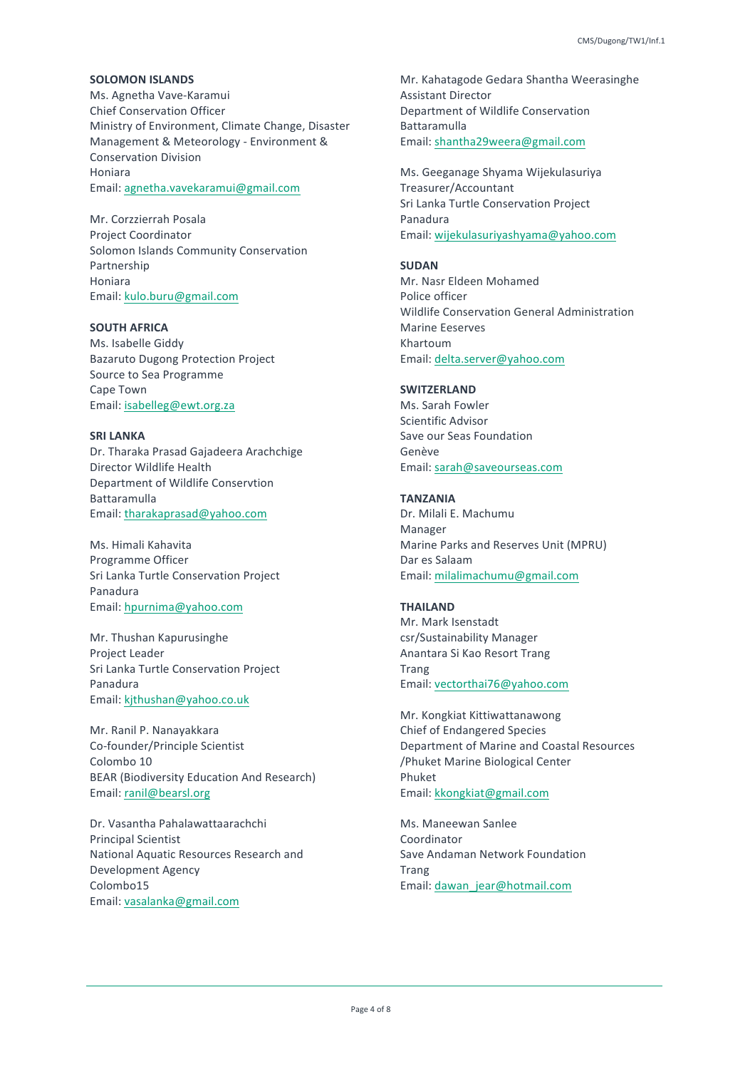**SOLOMON ISLANDS**
Ms. Agnetha Vave-Karamui
Chief Conservation Officer
Ministry of Environment, Climate Change, Disaster Management & Meteorology - Environment & Conservation Division
Honiara
Email: agnetha.vavekaramui@gmail.com

Mr. Corzzierrah Posala
Project Coordinator
Solomon Islands Community Conservation Partnership
Honiara
Email: kulo.buru@gmail.com

**SOUTH AFRICA**
Ms. Isabelle Giddy
Bazaruto Dugong Protection Project
Source to Sea Programme
Cape Town
Email: isabelleg@ewt.org.za

**SRI LANKA**
Dr. Tharaka Prasad Gajadeera Arachchige
Director Wildlife Health
Department of Wildlife Conservtion
Battaramulla
Email: tharakaprasad@yahoo.com

Ms. Himali Kahavita
Programme Officer
Sri Lanka Turtle Conservation Project
Panadura
Email: hpurnima@yahoo.com

Mr. Thushan Kapurusinghe
Project Leader
Sri Lanka Turtle Conservation Project
Panadura
Email: kjthushan@yahoo.co.uk

Mr. Ranil P. Nanayakkara
Co-founder/Principle Scientist
Colombo 10
BEAR (Biodiversity Education And Research)
Email: ranil@bearsl.org

Dr. Vasantha Pahalawattaarachchi
Principal Scientist
National Aquatic Resources Research and Development Agency
Colombo15
Email: vasalanka@gmail.com

Mr. Kahatagode Gedara Shantha Weerasinghe
Assistant Director
Department of Wildlife Conservation
Battaramulla
Email: shantha29weera@gmail.com

Ms. Geeganage Shyama Wijekulasuriya
Treasurer/Accountant
Sri Lanka Turtle Conservation Project
Panadura
Email: wijekulasuriyashyama@yahoo.com

**SUDAN**
Mr. Nasr Eldeen Mohamed
Police officer
Wildlife Conservation General Administration
Marine Eeserves
Khartoum
Email: delta.server@yahoo.com

**SWITZERLAND**
Ms. Sarah Fowler
Scientific Advisor
Save our Seas Foundation
Genève
Email: sarah@saveourseas.com

**TANZANIA**
Dr. Milali E. Machumu
Manager
Marine Parks and Reserves Unit (MPRU)
Dar es Salaam
Email: milalimachumu@gmail.com

**THAILAND**
Mr. Mark Isenstadt
csr/Sustainability Manager
Anantara Si Kao Resort Trang
Trang
Email: vectorthai76@yahoo.com

Mr. Kongkiat Kittiwattanawong
Chief of Endangered Species
Department of Marine and Coastal Resources /Phuket Marine Biological Center
Phuket
Email: kkongkiat@gmail.com

Ms. Maneewan Sanlee
Coordinator
Save Andaman Network Foundation
Trang
Email: dawan_jear@hotmail.com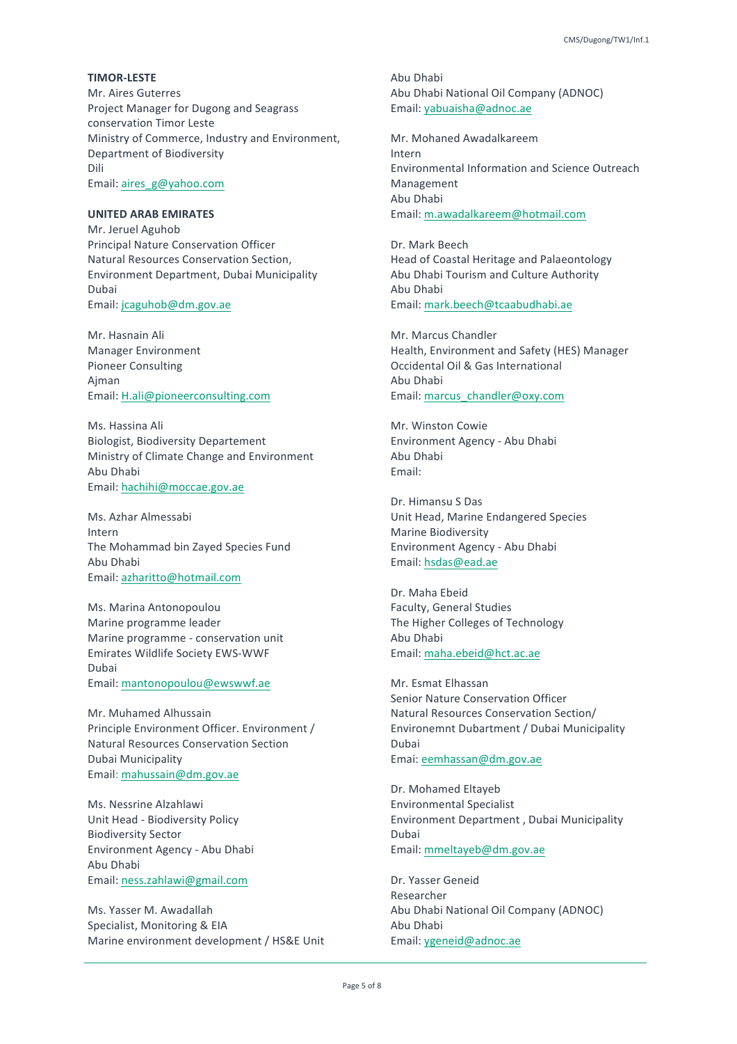**TIMOR-LESTE**

Mr. Aires Guterres
Project Manager for Dugong and Seagrass conservation Timor Leste
Ministry of Commerce, Industry and Environment, Department of Biodiversity
Dili
Email: aires_g@yahoo.com

**UNITED ARAB EMIRATES**

Mr. Jeruel Aguhob
Principal Nature Conservation Officer
Natural Resources Conservation Section, Environment Department, Dubai Municipality
Dubai
Email: jcaguhob@dm.gov.ae

Mr. Hasnain Ali
Manager Environment
Pioneer Consulting
Ajman
Email: H.ali@pioneerconsulting.com

Ms. Hassina Ali
Biologist, Biodiversity Departement
Ministry of Climate Change and Environment
Abu Dhabi
Email: hachihi@moccae.gov.ae

Ms. Azhar Almessabi
Intern
The Mohammad bin Zayed Species Fund
Abu Dhabi
Email: azharitto@hotmail.com

Ms. Marina Antonopoulou
Marine programme leader
Marine programme - conservation unit
Emirates Wildlife Society EWS-WWF
Dubai
Email: mantonopoulou@ewswwf.ae

Mr. Muhamed Alhussain
Principle Environment Officer. Environment / Natural Resources Conservation Section
Dubai Municipality
Email: mahussain@dm.gov.ae

Ms. Nessrine Alzahlawi
Unit Head - Biodiversity Policy
Biodiversity Sector
Environment Agency - Abu Dhabi
Abu Dhabi
Email: ness.zahlawi@gmail.com

Ms. Yasser M. Awadallah
Specialist, Monitoring & EIA
Marine environment development / HS&E Unit
Abu Dhabi
Abu Dhabi National Oil Company (ADNOC)
Email: yabuaisha@adnoc.ae

Mr. Mohaned Awadalkareem
Intern
Environmental Information and Science Outreach Management
Abu Dhabi
Email: m.awadalkareem@hotmail.com

Dr. Mark Beech
Head of Coastal Heritage and Palaeontology
Abu Dhabi Tourism and Culture Authority
Abu Dhabi
Email: mark.beech@tcaabudhabi.ae

Mr. Marcus Chandler
Health, Environment and Safety (HES) Manager
Occidental Oil & Gas International
Abu Dhabi
Email: marcus_chandler@oxy.com

Mr. Winston Cowie
Environment Agency - Abu Dhabi
Abu Dhabi
Email:

Dr. Himansu S Das
Unit Head, Marine Endangered Species
Marine Biodiversity
Environment Agency - Abu Dhabi
Email: hsdas@ead.ae

Dr. Maha Ebeid
Faculty, General Studies
The Higher Colleges of Technology
Abu Dhabi
Email: maha.ebeid@hct.ac.ae

Mr. Esmat Elhassan
Senior Nature Conservation Officer
Natural Resources Conservation Section/ Environemnt Dubartment / Dubai Municipality
Dubai
Emai: eemhassan@dm.gov.ae

Dr. Mohamed Eltayeb
Environmental Specialist
Environment Department , Dubai Municipality
Dubai
Email: mmeltayeb@dm.gov.ae

Dr. Yasser Geneid
Researcher
Abu Dhabi National Oil Company (ADNOC)
Abu Dhabi
Email: ygeneid@adnoc.ae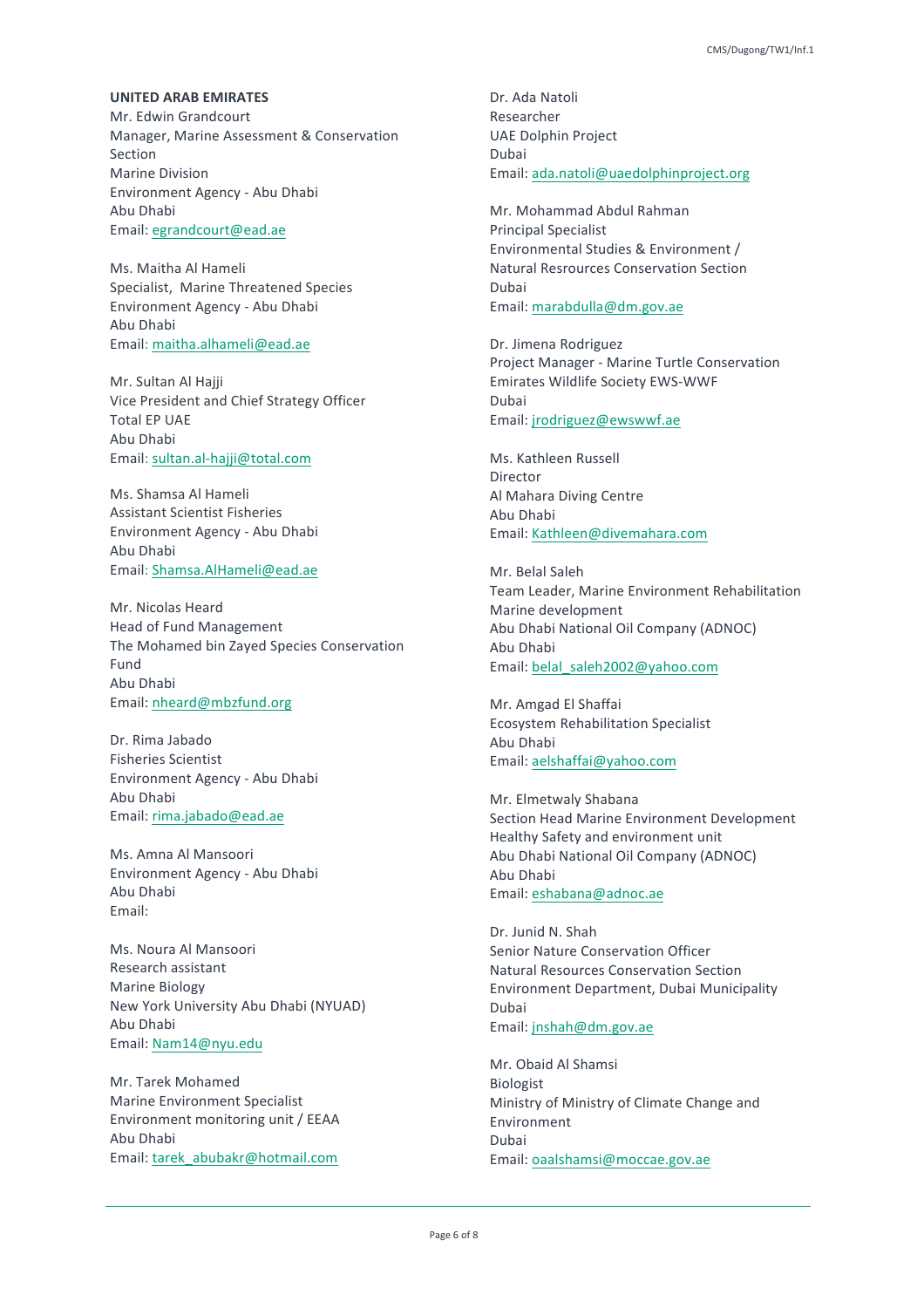**UNITED ARAB EMIRATES**

Mr. Edwin Grandcourt
Manager, Marine Assessment & Conservation Section
Marine Division
Environment Agency - Abu Dhabi
Abu Dhabi
Email: egrandcourt@ead.ae

Ms. Maitha Al Hameli
Specialist, Marine Threatened Species
Environment Agency - Abu Dhabi
Abu Dhabi
Email: maitha.alhameli@ead.ae

Mr. Sultan Al Hajji
Vice President and Chief Strategy Officer
Total EP UAE
Abu Dhabi
Email: sultan.al-hajji@total.com

Ms. Shamsa Al Hameli
Assistant Scientist Fisheries
Environment Agency - Abu Dhabi
Abu Dhabi
Email: Shamsa.AlHameli@ead.ae

Mr. Nicolas Heard
Head of Fund Management
The Mohamed bin Zayed Species Conservation Fund
Abu Dhabi
Email: nheard@mbzfund.org

Dr. Rima Jabado
Fisheries Scientist
Environment Agency - Abu Dhabi
Abu Dhabi
Email: rima.jabado@ead.ae

Ms. Amna Al Mansoori
Environment Agency - Abu Dhabi
Abu Dhabi
Email:

Ms. Noura Al Mansoori
Research assistant
Marine Biology
New York University Abu Dhabi (NYUAD)
Abu Dhabi
Email: Nam14@nyu.edu

Mr. Tarek Mohamed
Marine Environment Specialist
Environment monitoring unit / EEAA
Abu Dhabi
Email: tarek_abubakr@hotmail.com

Dr. Ada Natoli
Researcher
UAE Dolphin Project
Dubai
Email: ada.natoli@uaedolphinproject.org

Mr. Mohammad Abdul Rahman
Principal Specialist
Environmental Studies & Environment / Natural Resrources Conservation Section
Dubai
Email: marabdulla@dm.gov.ae

Dr. Jimena Rodriguez
Project Manager - Marine Turtle Conservation
Emirates Wildlife Society EWS-WWF
Dubai
Email: jrodriguez@ewswwf.ae

Ms. Kathleen Russell
Director
Al Mahara Diving Centre
Abu Dhabi
Email: Kathleen@divemahara.com

Mr. Belal Saleh
Team Leader, Marine Environment Rehabilitation
Marine development
Abu Dhabi National Oil Company (ADNOC)
Abu Dhabi
Email: belal_saleh2002@yahoo.com

Mr. Amgad El Shaffai
Ecosystem Rehabilitation Specialist
Abu Dhabi
Email: aelshaffai@yahoo.com

Mr. Elmetwaly Shabana
Section Head Marine Environment Development
Healthy Safety and environment unit
Abu Dhabi National Oil Company (ADNOC)
Abu Dhabi
Email: eshabana@adnoc.ae

Dr. Junid N. Shah
Senior Nature Conservation Officer
Natural Resources Conservation Section
Environment Department, Dubai Municipality
Dubai
Email: jnshah@dm.gov.ae

Mr. Obaid Al Shamsi
Biologist
Ministry of Ministry of Climate Change and Environment
Dubai
Email: oaalshamsi@moccae.gov.ae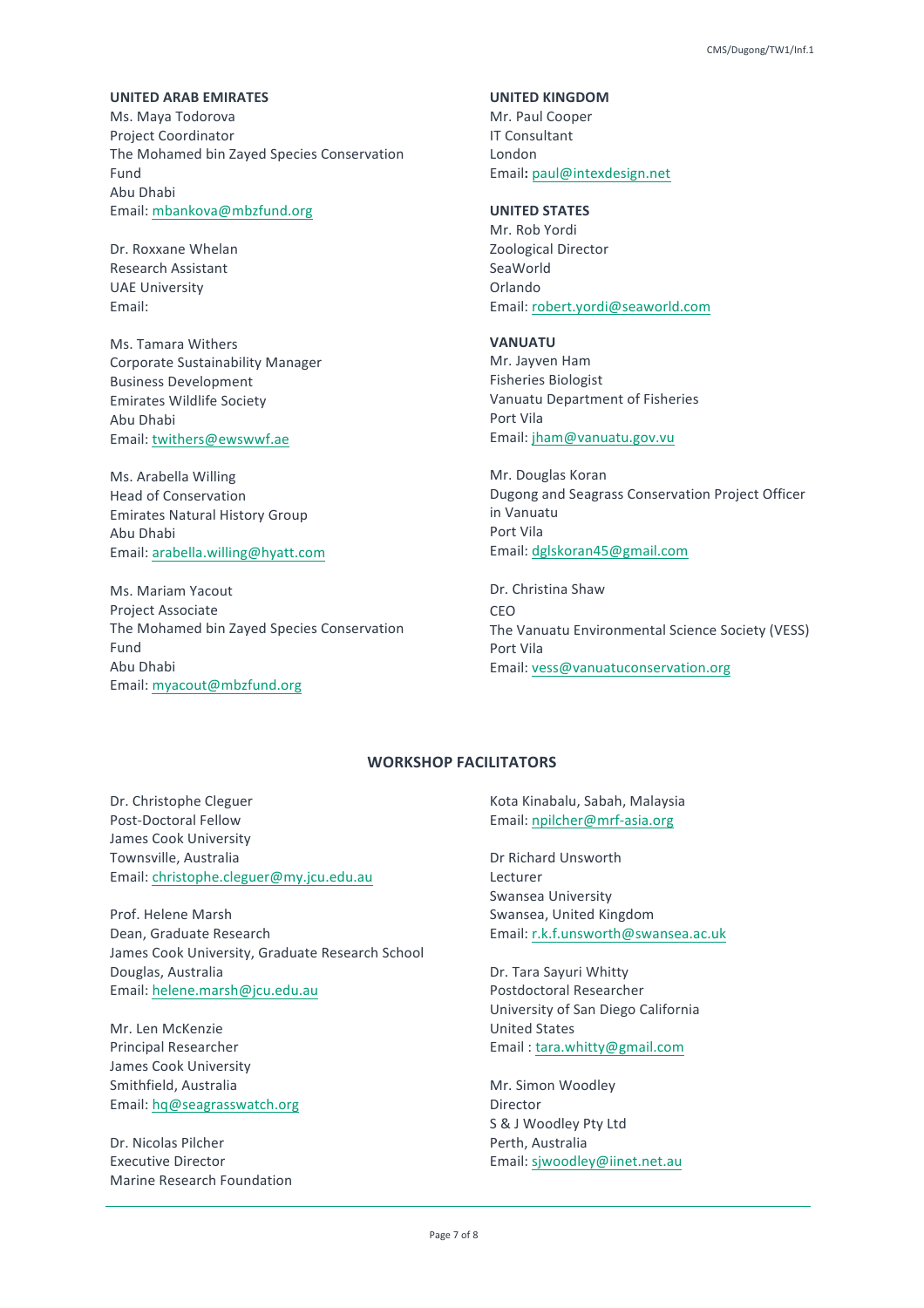**UNITED ARAB EMIRATES**
Ms. Maya Todorova
Project Coordinator
The Mohamed bin Zayed Species Conservation Fund
Abu Dhabi
Email: mbankova@mbzfund.org

Dr. Roxxane Whelan
Research Assistant
UAE University
Email:

Ms. Tamara Withers
Corporate Sustainability Manager
Business Development
Emirates Wildlife Society
Abu Dhabi
Email: twithers@ewswwf.ae

Ms. Arabella Willing
Head of Conservation
Emirates Natural History Group
Abu Dhabi
Email: arabella.willing@hyatt.com

Ms. Mariam Yacout
Project Associate
The Mohamed bin Zayed Species Conservation Fund
Abu Dhabi
Email: myacout@mbzfund.org

**UNITED KINGDOM**
Mr. Paul Cooper
IT Consultant
London
Email: paul@intexdesign.net

**UNITED STATES**
Mr. Rob Yordi
Zoological Director
SeaWorld
Orlando
Email: robert.yordi@seaworld.com

**VANUATU**
Mr. Jayven Ham
Fisheries Biologist
Vanuatu Department of Fisheries
Port Vila
Email: jham@vanuatu.gov.vu

Mr. Douglas Koran
Dugong and Seagrass Conservation Project Officer in Vanuatu
Port Vila
Email: dglskoran45@gmail.com

Dr. Christina Shaw
CEO
The Vanuatu Environmental Science Society (VESS)
Port Vila
Email: vess@vanuatuconservation.org

## WORKSHOP FACILITATORS

Dr. Christophe Cleguer
Post-Doctoral Fellow
James Cook University
Townsville, Australia
Email: christophe.cleguer@my.jcu.edu.au

Prof. Helene Marsh
Dean, Graduate Research
James Cook University, Graduate Research School
Douglas, Australia
Email: helene.marsh@jcu.edu.au

Mr. Len McKenzie
Principal Researcher
James Cook University
Smithfield, Australia
Email: hq@seagrasswatch.org

Dr. Nicolas Pilcher
Executive Director
Marine Research Foundation
Kota Kinabalu, Sabah, Malaysia
Email: npilcher@mrf-asia.org

Dr Richard Unsworth
Lecturer
Swansea University
Swansea, United Kingdom
Email: r.k.f.unsworth@swansea.ac.uk

Dr. Tara Sayuri Whitty
Postdoctoral Researcher
University of San Diego California
United States
Email : tara.whitty@gmail.com

Mr. Simon Woodley
Director
S & J Woodley Pty Ltd
Perth, Australia
Email: sjwoodley@iinet.net.au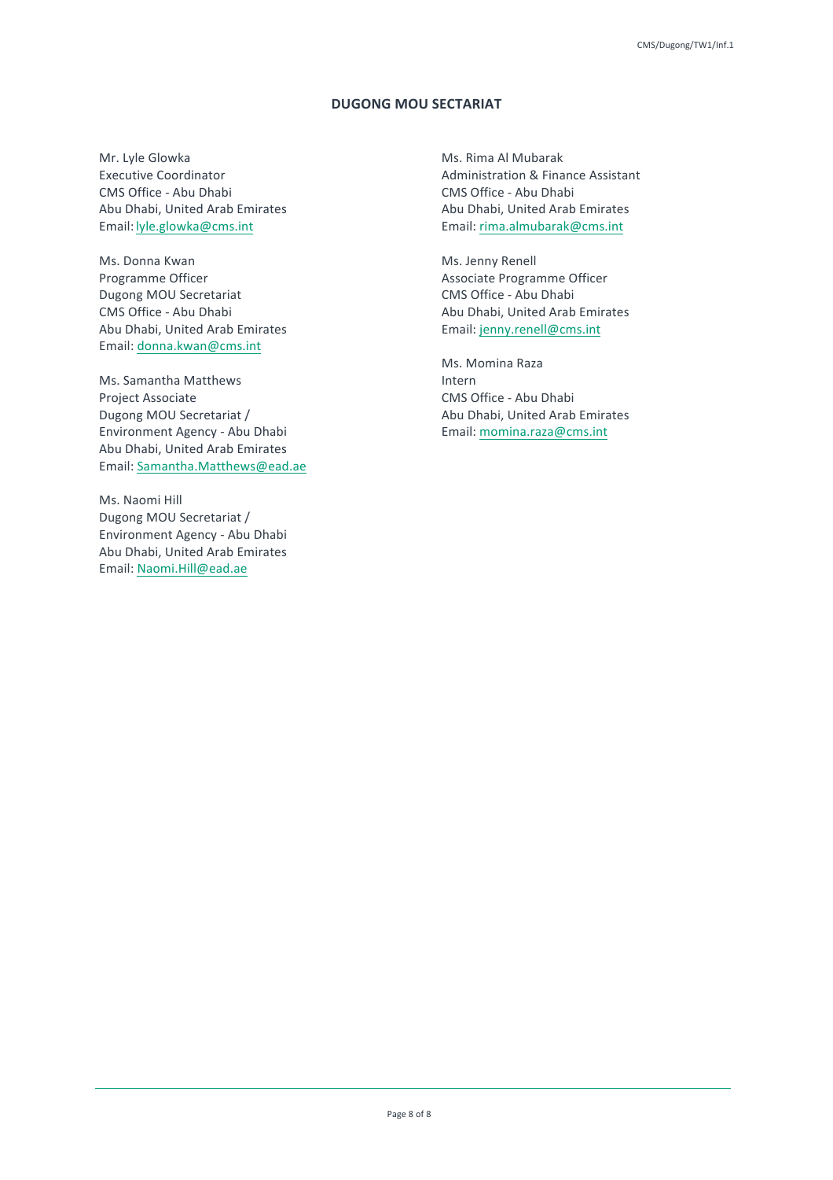## DUGONG MOU SECTARIAT

Mr. Lyle Glowka
Executive Coordinator
CMS Office - Abu Dhabi
Abu Dhabi, United Arab Emirates
Email: lyle.glowka@cms.int

Ms. Donna Kwan
Programme Officer
Dugong MOU Secretariat
CMS Office - Abu Dhabi
Abu Dhabi, United Arab Emirates
Email: donna.kwan@cms.int

Ms. Samantha Matthews
Project Associate
Dugong MOU Secretariat /
Environment Agency - Abu Dhabi
Abu Dhabi, United Arab Emirates
Email: Samantha.Matthews@ead.ae

Ms. Naomi Hill
Dugong MOU Secretariat /
Environment Agency - Abu Dhabi
Abu Dhabi, United Arab Emirates
Email: Naomi.Hill@ead.ae

Ms. Rima Al Mubarak
Administration & Finance Assistant
CMS Office - Abu Dhabi
Abu Dhabi, United Arab Emirates
Email: rima.almubarak@cms.int

Ms. Jenny Renell
Associate Programme Officer
CMS Office - Abu Dhabi
Abu Dhabi, United Arab Emirates
Email: jenny.renell@cms.int

Ms. Momina Raza
Intern
CMS Office - Abu Dhabi
Abu Dhabi, United Arab Emirates
Email: momina.raza@cms.int